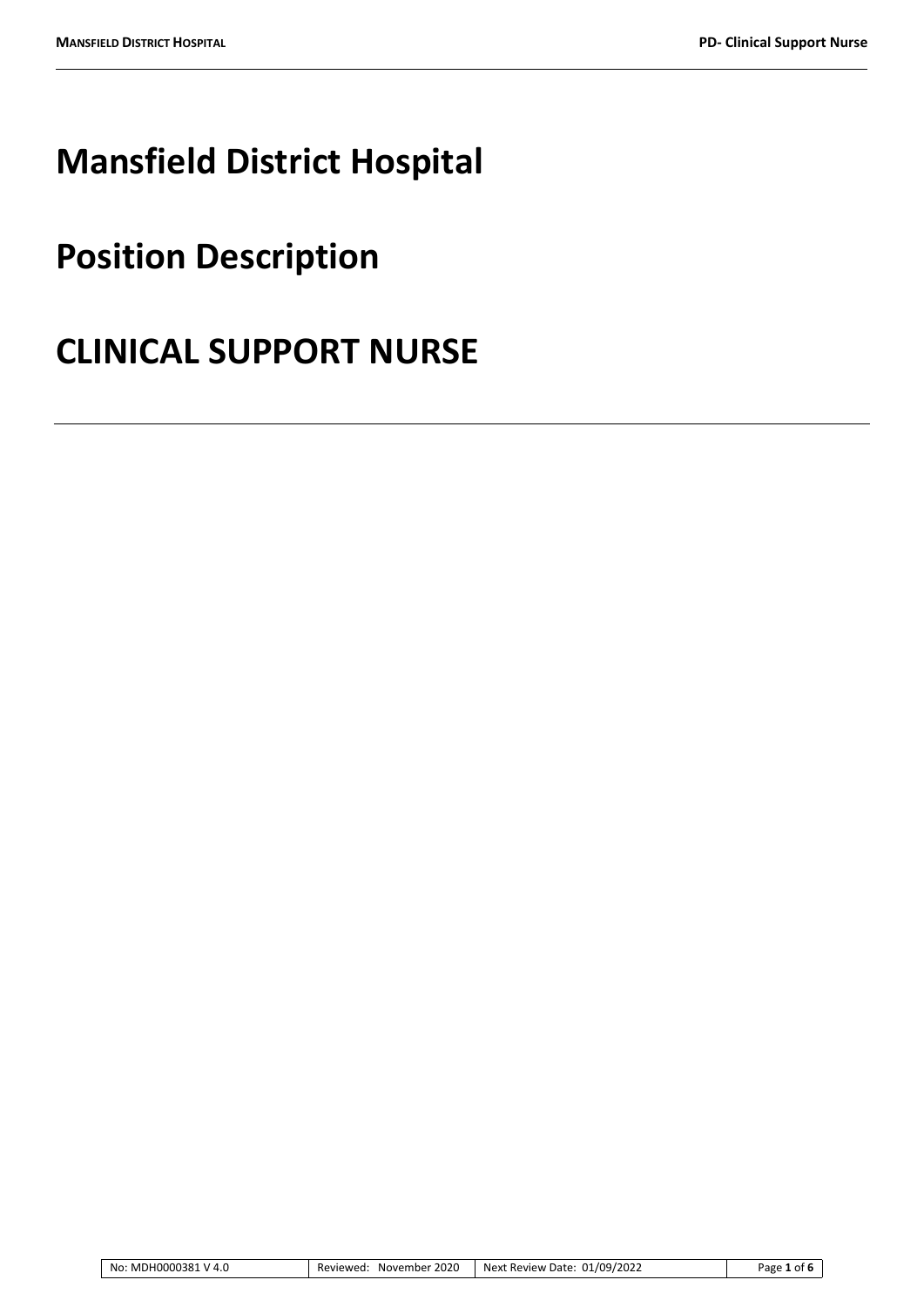# Mansfield District Hospital

# Position Description

# CLINICAL SUPPORT NURSE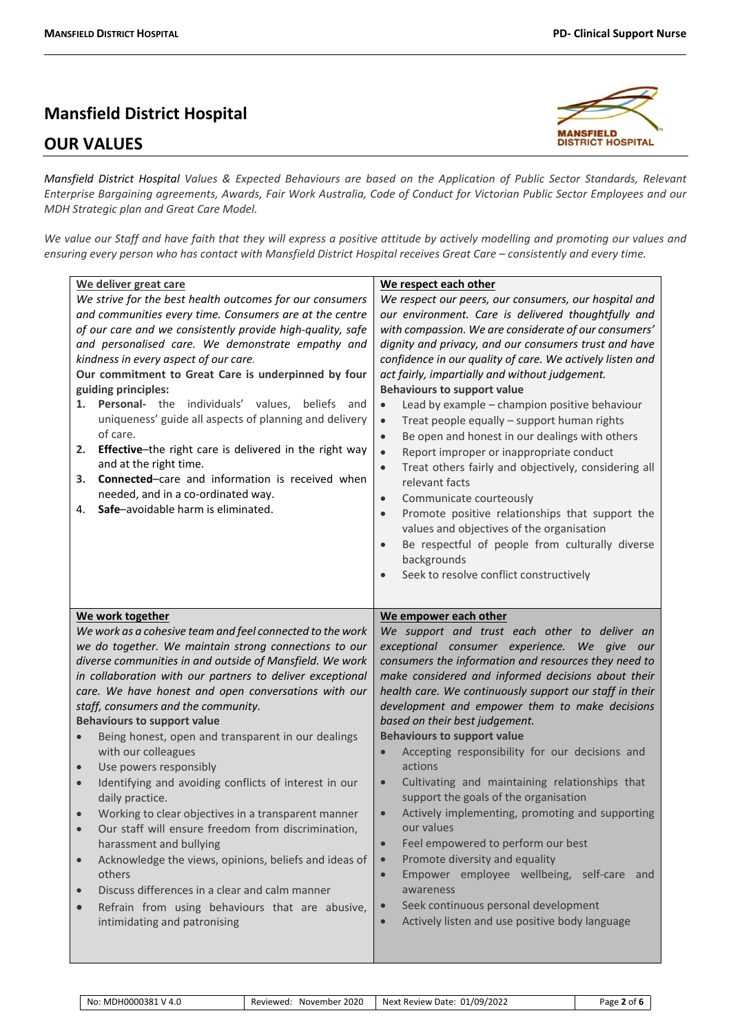# Mansfield District Hospital

## OUR VALUES

*Mansfield District Hospital Values & Expected Behaviours are based on the Application of Public Sector Standards, Relevant Enterprise Bargaining agreements, Awards, Fair Work Australia, Code of Conduct for Victorian Public Sector Employees and our MDH Strategic plan and Great Care Model.*

*We value our Staff and have faith that they will express a positive attitude by actively modelling and promoting our values and ensuring every person who has contact with Mansfield District Hospital receives Great Care – consistently and every time.*

### We deliver great care

*We strive for the best health outcomes for our consumers and communities every time. Consumers are at the centre of our care and we consistently provide high-quality, safe and personalised care. We demonstrate empathy and kindness in every aspect of our care.*

**Our commitment to Great Care is underpinned by four guiding principles:**

1. **Personal-** the individuals' values, beliefs and uniqueness' guide all aspects of planning and delivery of care.
2. **Effective**–the right care is delivered in the right way and at the right time.
3. **Connected**–care and information is received when needed, and in a co-ordinated way.
4. **Safe**–avoidable harm is eliminated.

### We respect each other

*We respect our peers, our consumers, our hospital and our environment. Care is delivered thoughtfully and with compassion. We are considerate of our consumers' dignity and privacy, and our consumers trust and have confidence in our quality of care. We actively listen and act fairly, impartially and without judgement.*

**Behaviours to support value**

- Lead by example – champion positive behaviour
- Treat people equally – support human rights
- Be open and honest in our dealings with others
- Report improper or inappropriate conduct
- Treat others fairly and objectively, considering all relevant facts
- Communicate courteously
- Promote positive relationships that support the values and objectives of the organisation
- Be respectful of people from culturally diverse backgrounds
- Seek to resolve conflict constructively

### We work together

*We work as a cohesive team and feel connected to the work we do together. We maintain strong connections to our diverse communities in and outside of Mansfield. We work in collaboration with our partners to deliver exceptional care. We have honest and open conversations with our staff, consumers and the community.*

**Behaviours to support value**

- Being honest, open and transparent in our dealings with our colleagues
- Use powers responsibly
- Identifying and avoiding conflicts of interest in our daily practice.
- Working to clear objectives in a transparent manner
- Our staff will ensure freedom from discrimination, harassment and bullying
- Acknowledge the views, opinions, beliefs and ideas of others
- Discuss differences in a clear and calm manner
- Refrain from using behaviours that are abusive, intimidating and patronising

### We empower each other

*We support and trust each other to deliver an exceptional consumer experience. We give our consumers the information and resources they need to make considered and informed decisions about their health care. We continuously support our staff in their development and empower them to make decisions based on their best judgement.*

**Behaviours to support value**

- Accepting responsibility for our decisions and actions
- Cultivating and maintaining relationships that support the goals of the organisation
- Actively implementing, promoting and supporting our values
- Feel empowered to perform our best
- Promote diversity and equality
- Empower employee wellbeing, self-care and awareness
- Seek continuous personal development
- Actively listen and use positive body language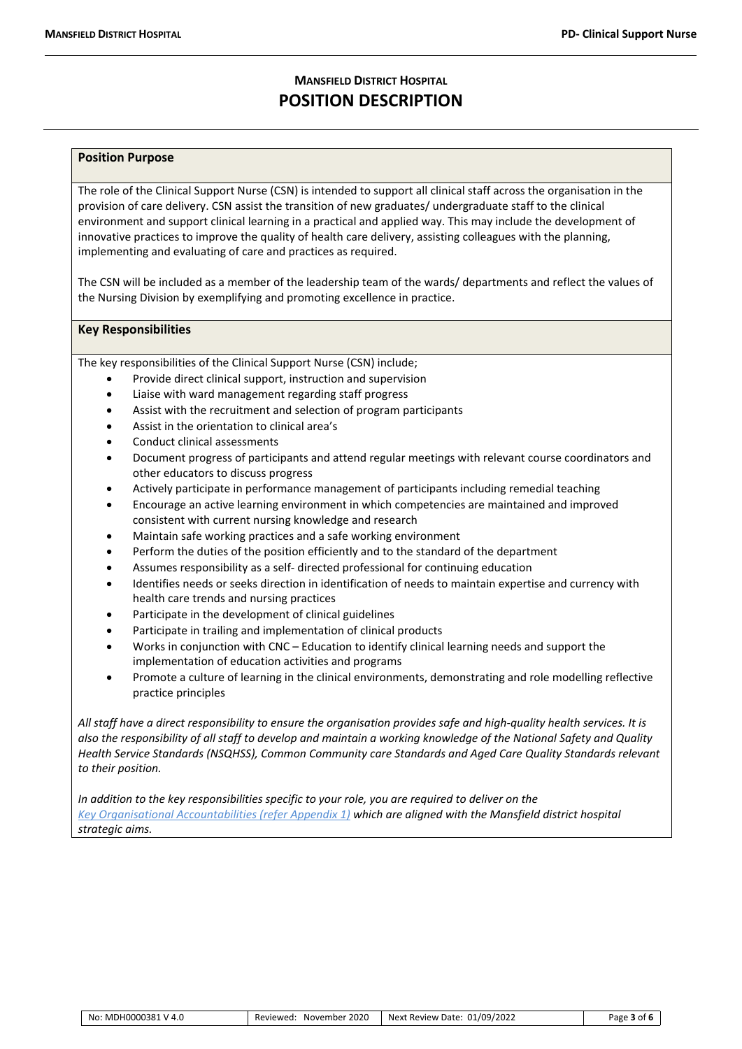# MANSFIELD DISTRICT HOSPITAL
# POSITION DESCRIPTION

## Position Purpose

The role of the Clinical Support Nurse (CSN) is intended to support all clinical staff across the organisation in the provision of care delivery. CSN assist the transition of new graduates/ undergraduate staff to the clinical environment and support clinical learning in a practical and applied way. This may include the development of innovative practices to improve the quality of health care delivery, assisting colleagues with the planning, implementing and evaluating of care and practices as required.

The CSN will be included as a member of the leadership team of the wards/ departments and reflect the values of the Nursing Division by exemplifying and promoting excellence in practice.

## Key Responsibilities

The key responsibilities of the Clinical Support Nurse (CSN) include;

- Provide direct clinical support, instruction and supervision
- Liaise with ward management regarding staff progress
- Assist with the recruitment and selection of program participants
- Assist in the orientation to clinical area's
- Conduct clinical assessments
- Document progress of participants and attend regular meetings with relevant course coordinators and other educators to discuss progress
- Actively participate in performance management of participants including remedial teaching
- Encourage an active learning environment in which competencies are maintained and improved consistent with current nursing knowledge and research
- Maintain safe working practices and a safe working environment
- Perform the duties of the position efficiently and to the standard of the department
- Assumes responsibility as a self- directed professional for continuing education
- Identifies needs or seeks direction in identification of needs to maintain expertise and currency with health care trends and nursing practices
- Participate in the development of clinical guidelines
- Participate in trailing and implementation of clinical products
- Works in conjunction with CNC – Education to identify clinical learning needs and support the implementation of education activities and programs
- Promote a culture of learning in the clinical environments, demonstrating and role modelling reflective practice principles

*All staff have a direct responsibility to ensure the organisation provides safe and high-quality health services. It is also the responsibility of all staff to develop and maintain a working knowledge of the National Safety and Quality Health Service Standards (NSQHSS), Common Community care Standards and Aged Care Quality Standards relevant to their position.*

*In addition to the key responsibilities specific to your role, you are required to deliver on the Key Organisational Accountabilities (refer Appendix 1) which are aligned with the Mansfield district hospital strategic aims.*

| No: MDH0000381 V 4.0 | Reviewed: November 2020 | Next Review Date: 01/09/2022 |
|---|---|---|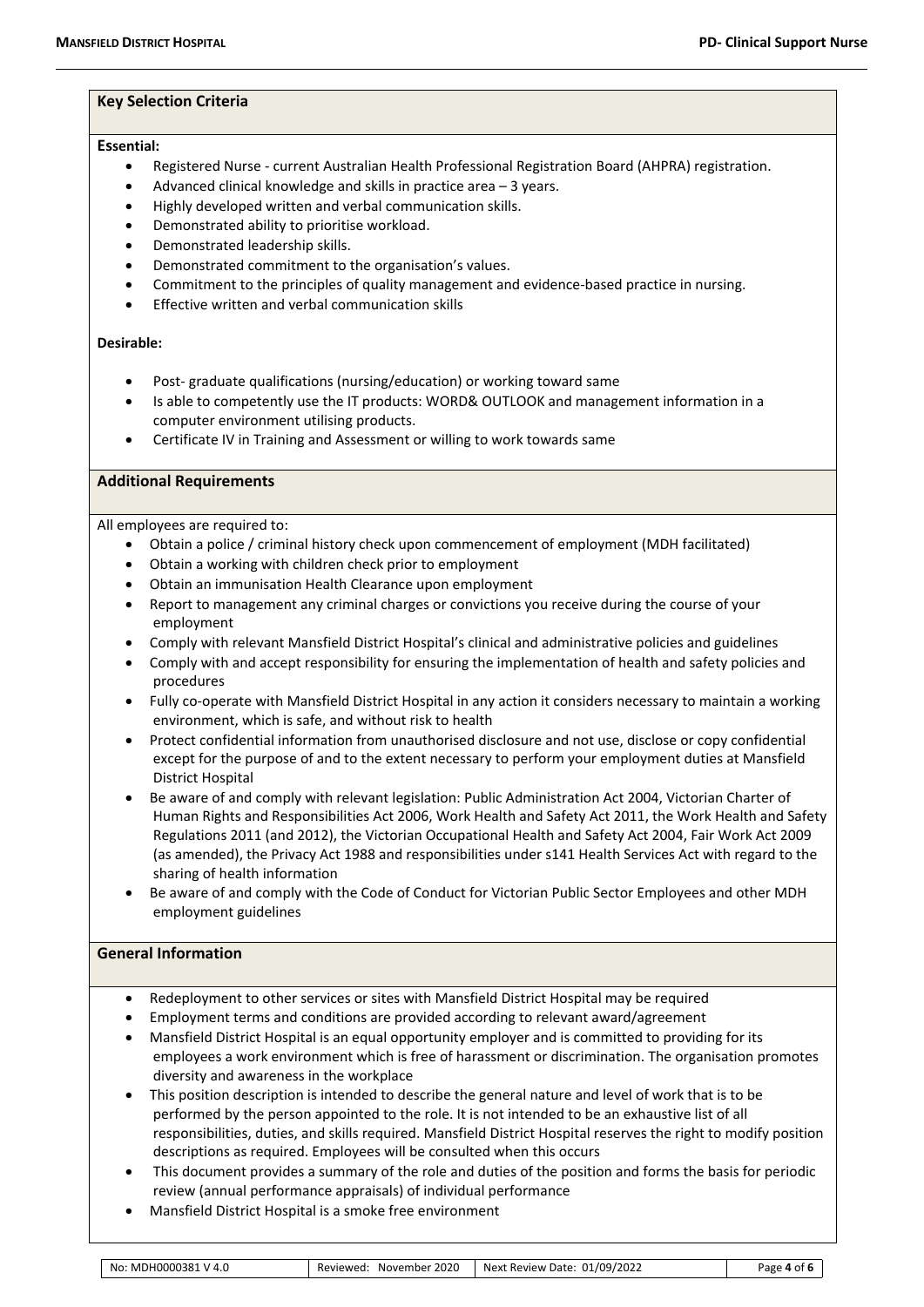## Key Selection Criteria

**Essential:**

- Registered Nurse - current Australian Health Professional Registration Board (AHPRA) registration.
- Advanced clinical knowledge and skills in practice area – 3 years.
- Highly developed written and verbal communication skills.
- Demonstrated ability to prioritise workload.
- Demonstrated leadership skills.
- Demonstrated commitment to the organisation's values.
- Commitment to the principles of quality management and evidence-based practice in nursing.
- Effective written and verbal communication skills

**Desirable:**

- Post- graduate qualifications (nursing/education) or working toward same
- Is able to competently use the IT products: WORD& OUTLOOK and management information in a computer environment utilising products.
- Certificate IV in Training and Assessment or willing to work towards same

## Additional Requirements

All employees are required to:

- Obtain a police / criminal history check upon commencement of employment (MDH facilitated)
- Obtain a working with children check prior to employment
- Obtain an immunisation Health Clearance upon employment
- Report to management any criminal charges or convictions you receive during the course of your employment
- Comply with relevant Mansfield District Hospital's clinical and administrative policies and guidelines
- Comply with and accept responsibility for ensuring the implementation of health and safety policies and procedures
- Fully co-operate with Mansfield District Hospital in any action it considers necessary to maintain a working environment, which is safe, and without risk to health
- Protect confidential information from unauthorised disclosure and not use, disclose or copy confidential except for the purpose of and to the extent necessary to perform your employment duties at Mansfield District Hospital
- Be aware of and comply with relevant legislation: Public Administration Act 2004, Victorian Charter of Human Rights and Responsibilities Act 2006, Work Health and Safety Act 2011, the Work Health and Safety Regulations 2011 (and 2012), the Victorian Occupational Health and Safety Act 2004, Fair Work Act 2009 (as amended), the Privacy Act 1988 and responsibilities under s141 Health Services Act with regard to the sharing of health information
- Be aware of and comply with the Code of Conduct for Victorian Public Sector Employees and other MDH employment guidelines

## General Information

- Redeployment to other services or sites with Mansfield District Hospital may be required
- Employment terms and conditions are provided according to relevant award/agreement
- Mansfield District Hospital is an equal opportunity employer and is committed to providing for its employees a work environment which is free of harassment or discrimination. The organisation promotes diversity and awareness in the workplace
- This position description is intended to describe the general nature and level of work that is to be performed by the person appointed to the role. It is not intended to be an exhaustive list of all responsibilities, duties, and skills required. Mansfield District Hospital reserves the right to modify position descriptions as required. Employees will be consulted when this occurs
- This document provides a summary of the role and duties of the position and forms the basis for periodic review (annual performance appraisals) of individual performance
- Mansfield District Hospital is a smoke free environment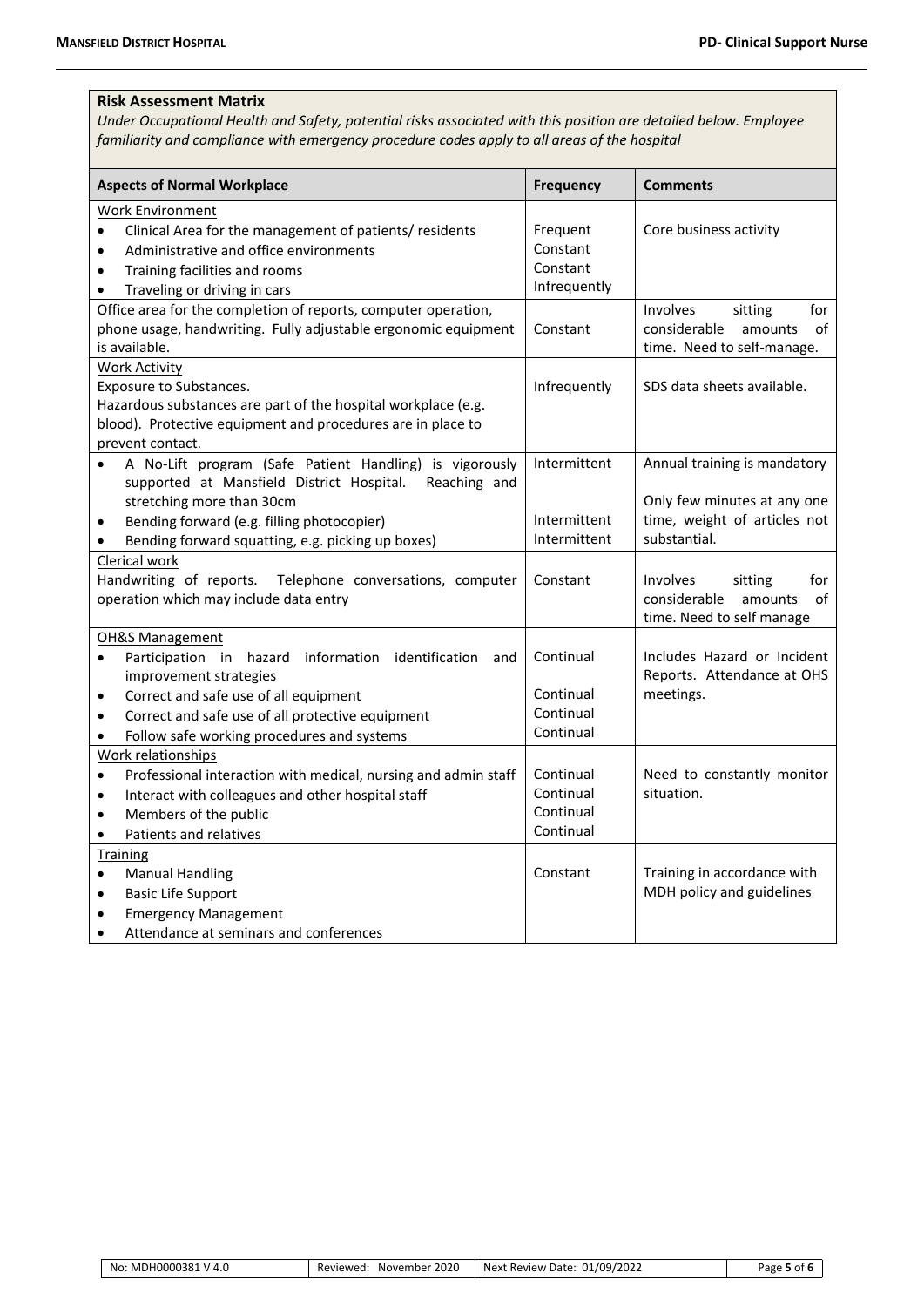**Risk Assessment Matrix**

*Under Occupational Health and Safety, potential risks associated with this position are detailed below. Employee familiarity and compliance with emergency procedure codes apply to all areas of the hospital*

| Aspects of Normal Workplace | Frequency | Comments |
|---|---|---|
| Work Environment<br>• Clinical Area for the management of patients/ residents<br>• Administrative and office environments<br>• Training facilities and rooms<br>• Traveling or driving in cars | Frequent<br>Constant<br>Constant<br>Infrequently | Core business activity |
| Office area for the completion of reports, computer operation, phone usage, handwriting. Fully adjustable ergonomic equipment is available. | Constant | Involves sitting for considerable amounts of time. Need to self-manage. |
| Work Activity<br>Exposure to Substances.<br>Hazardous substances are part of the hospital workplace (e.g. blood). Protective equipment and procedures are in place to prevent contact. | Infrequently | SDS data sheets available. |
| • A No-Lift program (Safe Patient Handling) is vigorously supported at Mansfield District Hospital. Reaching and stretching more than 30cm<br>• Bending forward (e.g. filling photocopier)<br>• Bending forward squatting, e.g. picking up boxes) | Intermittent<br><br>Intermittent<br>Intermittent | Annual training is mandatory<br><br>Only few minutes at any one time, weight of articles not substantial. |
| Clerical work<br>Handwriting of reports. Telephone conversations, computer operation which may include data entry | Constant | Involves sitting for considerable amounts of time. Need to self manage |
| OH&S Management<br>• Participation in hazard information identification and improvement strategies<br>• Correct and safe use of all equipment<br>• Correct and safe use of all protective equipment<br>• Follow safe working procedures and systems | Continual<br><br>Continual<br>Continual<br>Continual | Includes Hazard or Incident Reports. Attendance at OHS meetings. |
| Work relationships<br>• Professional interaction with medical, nursing and admin staff<br>• Interact with colleagues and other hospital staff<br>• Members of the public<br>• Patients and relatives | Continual<br>Continual<br>Continual<br>Continual | Need to constantly monitor situation. |
| Training<br>• Manual Handling<br>• Basic Life Support<br>• Emergency Management<br>• Attendance at seminars and conferences | Constant | Training in accordance with MDH policy and guidelines |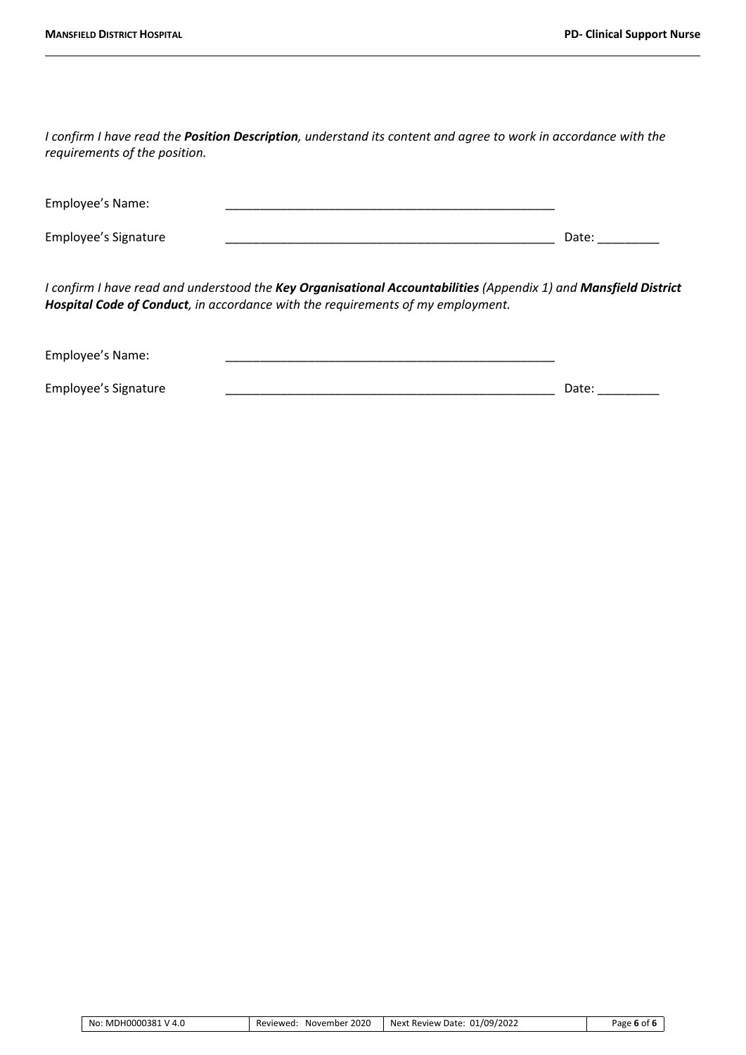*I confirm I have read the **Position Description**, understand its content and agree to work in accordance with the requirements of the position.*

Employee's Name: _________________________________________________

Employee's Signature _________________________________________________ Date: _________

*I confirm I have read and understood the **Key Organisational Accountabilities** (Appendix 1) and **Mansfield District Hospital Code of Conduct**, in accordance with the requirements of my employment.*

Employee's Name: _________________________________________________

Employee's Signature _________________________________________________ Date: _________